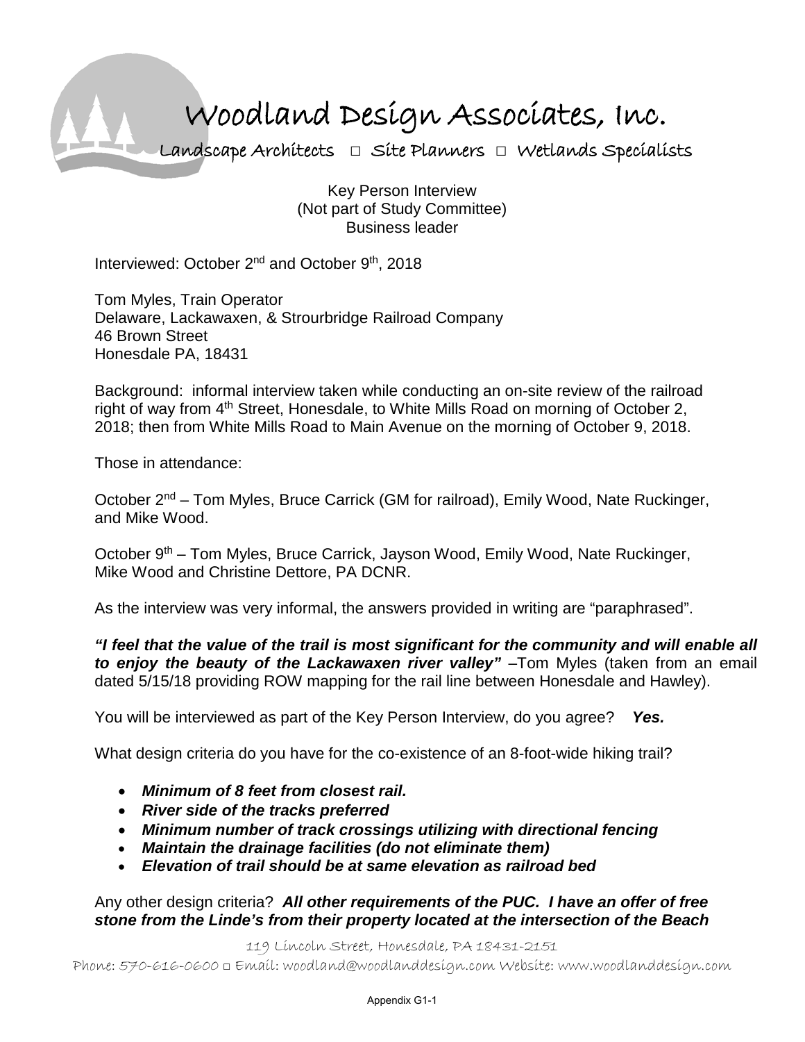# Woodland Design Associates, Inc.

Landscape Architects □ Site Planners □ Wetlands Specialists

Key Person Interview
(Not part of Study Committee)
Business leader

Interviewed: October 2nd and October 9th, 2018

Tom Myles, Train Operator
Delaware, Lackawaxen, & Strourbridge Railroad Company
46 Brown Street
Honesdale PA, 18431

Background: informal interview taken while conducting an on-site review of the railroad right of way from 4th Street, Honesdale, to White Mills Road on morning of October 2, 2018; then from White Mills Road to Main Avenue on the morning of October 9, 2018.

Those in attendance:

October 2nd – Tom Myles, Bruce Carrick (GM for railroad), Emily Wood, Nate Ruckinger, and Mike Wood.

October 9th – Tom Myles, Bruce Carrick, Jayson Wood, Emily Wood, Nate Ruckinger, Mike Wood and Christine Dettore, PA DCNR.

As the interview was very informal, the answers provided in writing are "paraphrased".

***"I feel that the value of the trail is most significant for the community and will enable all to enjoy the beauty of the Lackawaxen river valley"*** –Tom Myles (taken from an email dated 5/15/18 providing ROW mapping for the rail line between Honesdale and Hawley).

You will be interviewed as part of the Key Person Interview, do you agree? ***Yes.***

What design criteria do you have for the co-existence of an 8-foot-wide hiking trail?

- ***Minimum of 8 feet from closest rail.***
- ***River side of the tracks preferred***
- ***Minimum number of track crossings utilizing with directional fencing***
- ***Maintain the drainage facilities (do not eliminate them)***
- ***Elevation of trail should be at same elevation as railroad bed***

Any other design criteria? ***All other requirements of the PUC. I have an offer of free stone from the Linde's from their property located at the intersection of the Beach***

119 Lincoln Street, Honesdale, PA 18431-2151
Phone: 570-616-0600 □ Email: woodland@woodlanddesign.com Website: www.woodlanddesign.com

Appendix G1-1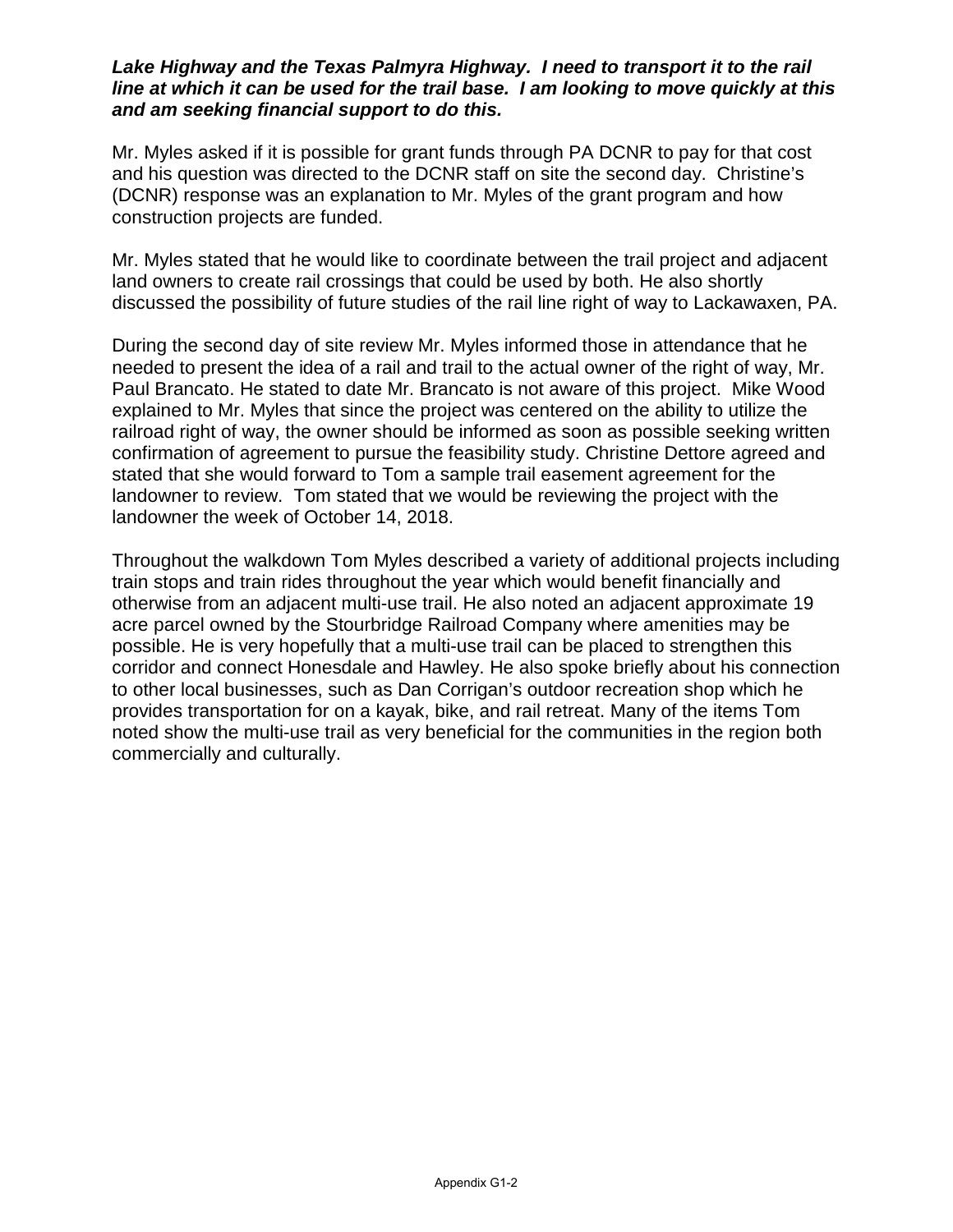***Lake Highway and the Texas Palmyra Highway. I need to transport it to the rail line at which it can be used for the trail base. I am looking to move quickly at this and am seeking financial support to do this.***

Mr. Myles asked if it is possible for grant funds through PA DCNR to pay for that cost and his question was directed to the DCNR staff on site the second day. Christine's (DCNR) response was an explanation to Mr. Myles of the grant program and how construction projects are funded.

Mr. Myles stated that he would like to coordinate between the trail project and adjacent land owners to create rail crossings that could be used by both. He also shortly discussed the possibility of future studies of the rail line right of way to Lackawaxen, PA.

During the second day of site review Mr. Myles informed those in attendance that he needed to present the idea of a rail and trail to the actual owner of the right of way, Mr. Paul Brancato. He stated to date Mr. Brancato is not aware of this project. Mike Wood explained to Mr. Myles that since the project was centered on the ability to utilize the railroad right of way, the owner should be informed as soon as possible seeking written confirmation of agreement to pursue the feasibility study. Christine Dettore agreed and stated that she would forward to Tom a sample trail easement agreement for the landowner to review. Tom stated that we would be reviewing the project with the landowner the week of October 14, 2018.

Throughout the walkdown Tom Myles described a variety of additional projects including train stops and train rides throughout the year which would benefit financially and otherwise from an adjacent multi-use trail. He also noted an adjacent approximate 19 acre parcel owned by the Stourbridge Railroad Company where amenities may be possible. He is very hopefully that a multi-use trail can be placed to strengthen this corridor and connect Honesdale and Hawley. He also spoke briefly about his connection to other local businesses, such as Dan Corrigan's outdoor recreation shop which he provides transportation for on a kayak, bike, and rail retreat. Many of the items Tom noted show the multi-use trail as very beneficial for the communities in the region both commercially and culturally.

Appendix G1-2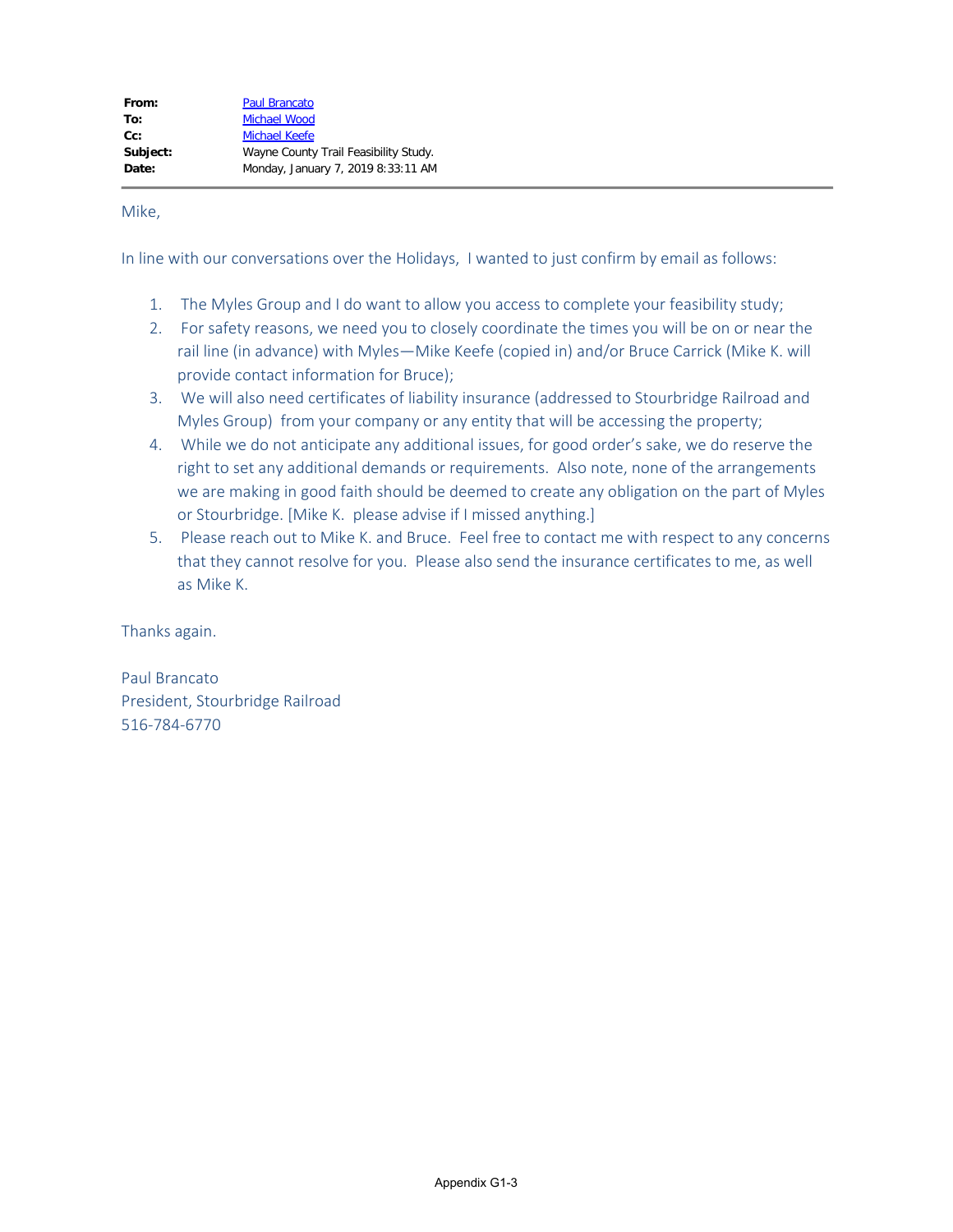**From:** Paul Brancato
**To:** Michael Wood
**Cc:** Michael Keefe
**Subject:** Wayne County Trail Feasibility Study.
**Date:** Monday, January 7, 2019 8:33:11 AM

---

Mike,

In line with our conversations over the Holidays, I wanted to just confirm by email as follows:

1. The Myles Group and I do want to allow you access to complete your feasibility study;
2. For safety reasons, we need you to closely coordinate the times you will be on or near the rail line (in advance) with Myles—Mike Keefe (copied in) and/or Bruce Carrick (Mike K. will provide contact information for Bruce);
3. We will also need certificates of liability insurance (addressed to Stourbridge Railroad and Myles Group) from your company or any entity that will be accessing the property;
4. While we do not anticipate any additional issues, for good order's sake, we do reserve the right to set any additional demands or requirements. Also note, none of the arrangements we are making in good faith should be deemed to create any obligation on the part of Myles or Stourbridge. [Mike K. please advise if I missed anything.]
5. Please reach out to Mike K. and Bruce. Feel free to contact me with respect to any concerns that they cannot resolve for you. Please also send the insurance certificates to me, as well as Mike K.

Thanks again.

Paul Brancato
President, Stourbridge Railroad
516-784-6770

Appendix G1-3